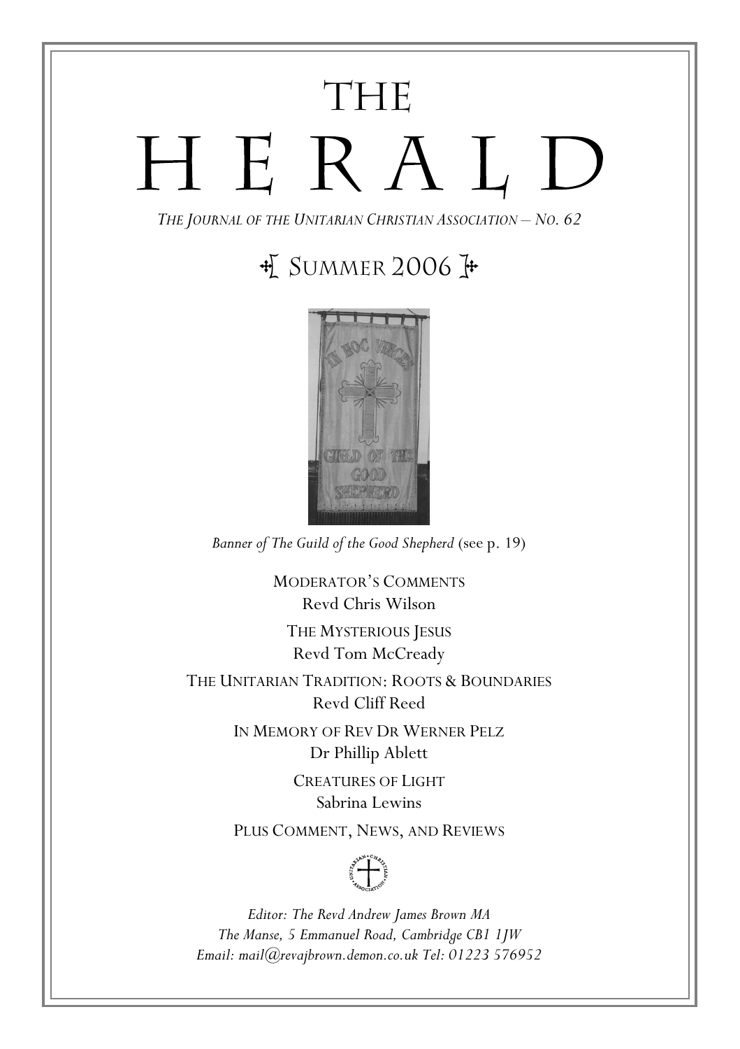# THE HERALD

*THE JOURNAL OF THE UNITARIAN CHRISTIAN ASSOCIATION – NO. 62*

## SUMMER 2006

*Banner of The Guild of the Good Shepherd* (see p. 19)

MODERATOR'S COMMENTS
Revd Chris Wilson

THE MYSTERIOUS JESUS
Revd Tom McCready

THE UNITARIAN TRADITION: ROOTS & BOUNDARIES
Revd Cliff Reed

IN MEMORY OF REV DR WERNER PELZ
Dr Phillip Ablett

CREATURES OF LIGHT
Sabrina Lewins

PLUS COMMENT, NEWS, AND REVIEWS

*Editor: The Revd Andrew James Brown MA*
*The Manse, 5 Emmanuel Road, Cambridge CB1 1JW*
*Email: mail@revajbrown.demon.co.uk Tel: 01223 576952*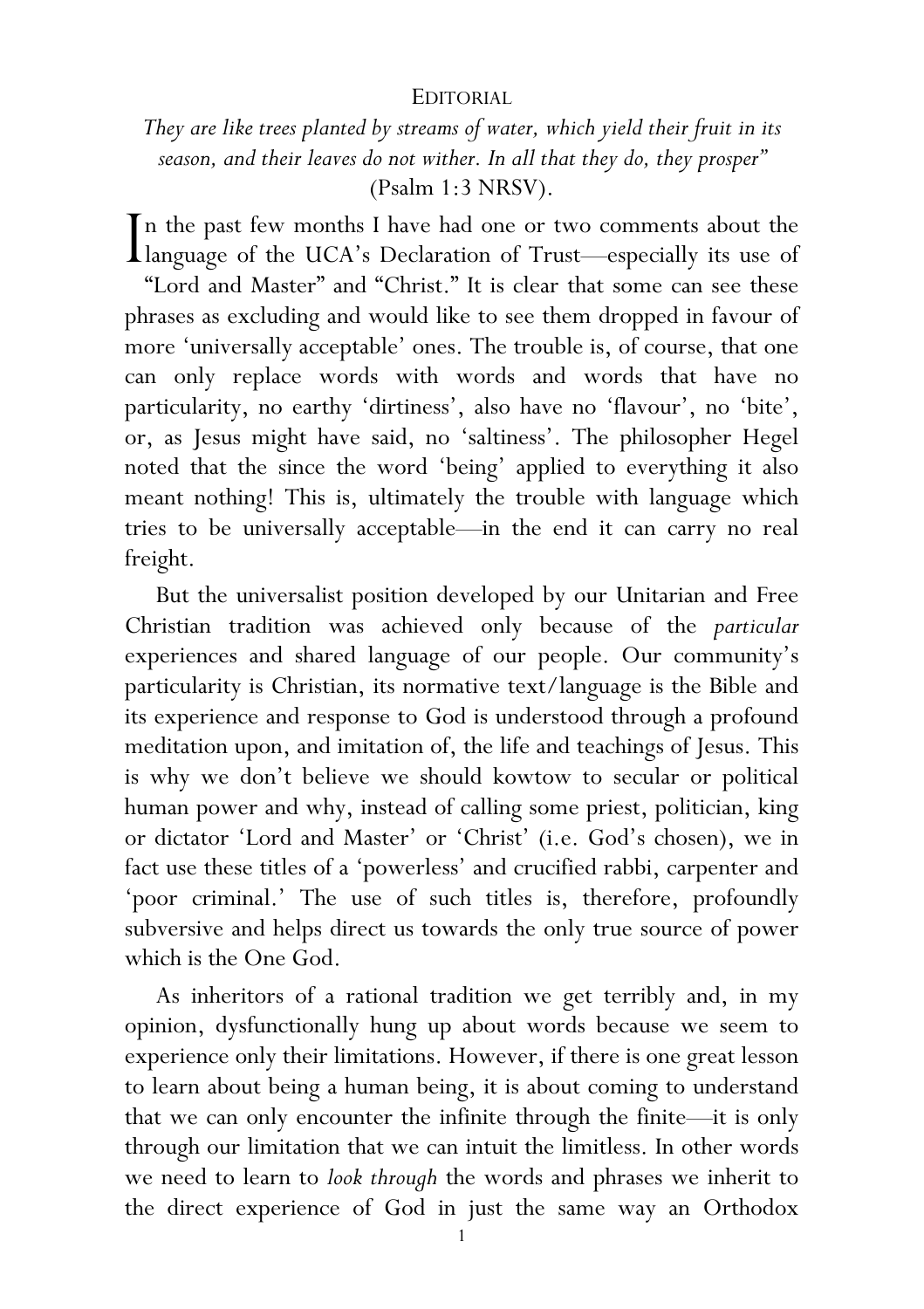# EDITORIAL

*They are like trees planted by streams of water, which yield their fruit in its season, and their leaves do not wither. In all that they do, they prosper"* (Psalm 1:3 NRSV).

In the past few months I have had one or two comments about the language of the UCA's Declaration of Trust—especially its use of "Lord and Master" and "Christ." It is clear that some can see these phrases as excluding and would like to see them dropped in favour of more 'universally acceptable' ones. The trouble is, of course, that one can only replace words with words and words that have no particularity, no earthy 'dirtiness', also have no 'flavour', no 'bite', or, as Jesus might have said, no 'saltiness'. The philosopher Hegel noted that the since the word 'being' applied to everything it also meant nothing! This is, ultimately the trouble with language which tries to be universally acceptable—in the end it can carry no real freight.

But the universalist position developed by our Unitarian and Free Christian tradition was achieved only because of the *particular* experiences and shared language of our people. Our community's particularity is Christian, its normative text/language is the Bible and its experience and response to God is understood through a profound meditation upon, and imitation of, the life and teachings of Jesus. This is why we don't believe we should kowtow to secular or political human power and why, instead of calling some priest, politician, king or dictator 'Lord and Master' or 'Christ' (i.e. God's chosen), we in fact use these titles of a 'powerless' and crucified rabbi, carpenter and 'poor criminal.' The use of such titles is, therefore, profoundly subversive and helps direct us towards the only true source of power which is the One God.

As inheritors of a rational tradition we get terribly and, in my opinion, dysfunctionally hung up about words because we seem to experience only their limitations. However, if there is one great lesson to learn about being a human being, it is about coming to understand that we can only encounter the infinite through the finite—it is only through our limitation that we can intuit the limitless. In other words we need to learn to *look through* the words and phrases we inherit to the direct experience of God in just the same way an Orthodox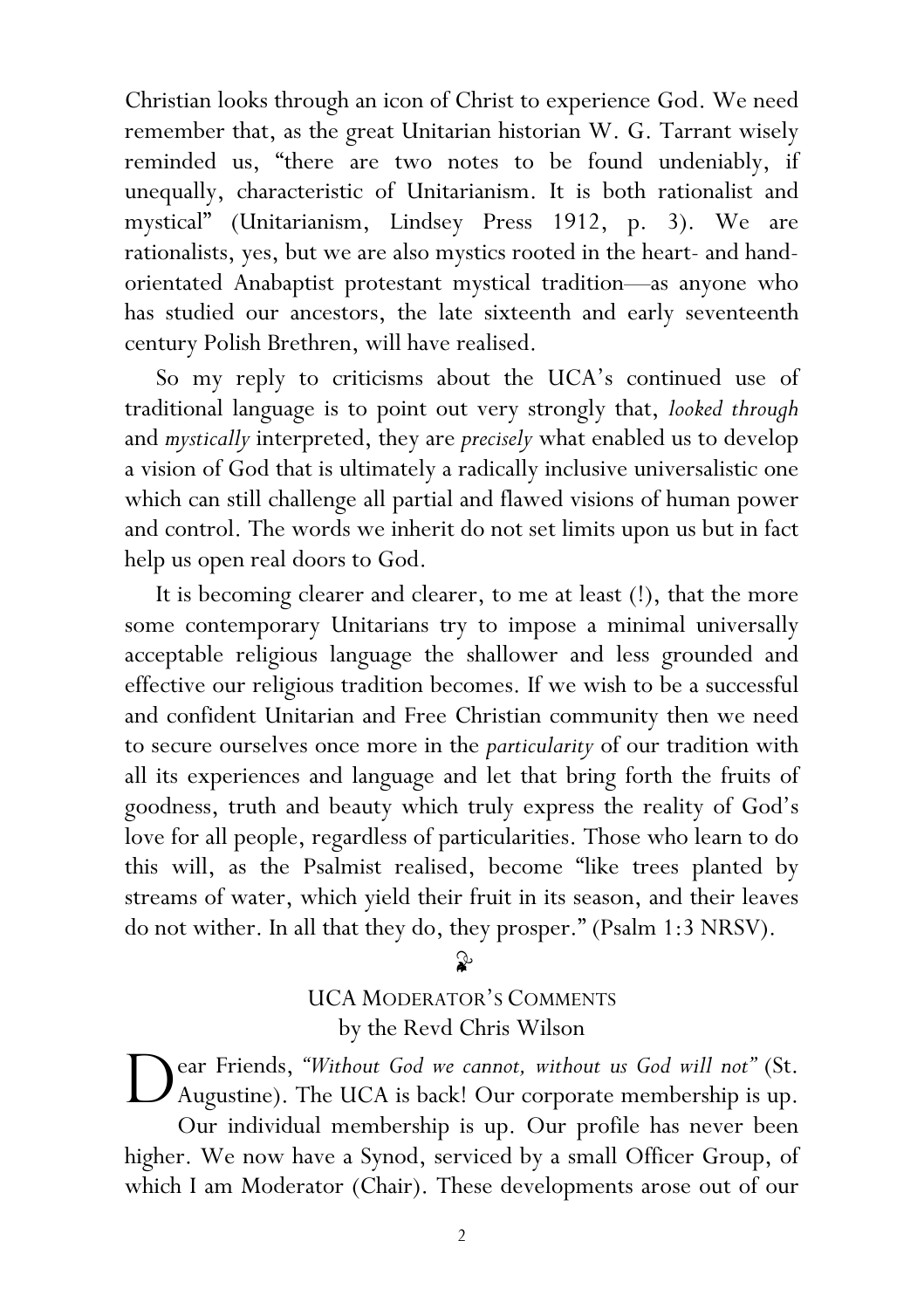Christian looks through an icon of Christ to experience God. We need remember that, as the great Unitarian historian W. G. Tarrant wisely reminded us, "there are two notes to be found undeniably, if unequally, characteristic of Unitarianism. It is both rationalist and mystical" (Unitarianism, Lindsey Press 1912, p. 3). We are rationalists, yes, but we are also mystics rooted in the heart- and hand-orientated Anabaptist protestant mystical tradition—as anyone who has studied our ancestors, the late sixteenth and early seventeenth century Polish Brethren, will have realised.

So my reply to criticisms about the UCA's continued use of traditional language is to point out very strongly that, *looked through* and *mystically* interpreted, they are *precisely* what enabled us to develop a vision of God that is ultimately a radically inclusive universalistic one which can still challenge all partial and flawed visions of human power and control. The words we inherit do not set limits upon us but in fact help us open real doors to God.

It is becoming clearer and clearer, to me at least (!), that the more some contemporary Unitarians try to impose a minimal universally acceptable religious language the shallower and less grounded and effective our religious tradition becomes. If we wish to be a successful and confident Unitarian and Free Christian community then we need to secure ourselves once more in the *particularity* of our tradition with all its experiences and language and let that bring forth the fruits of goodness, truth and beauty which truly express the reality of God's love for all people, regardless of particularities. Those who learn to do this will, as the Psalmist realised, become "like trees planted by streams of water, which yield their fruit in its season, and their leaves do not wither. In all that they do, they prosper." (Psalm 1:3 NRSV).

## UCA Moderator's Comments

by the Revd Chris Wilson

Dear Friends, *"Without God we cannot, without us God will not"* (St. Augustine). The UCA is back! Our corporate membership is up. Our individual membership is up. Our profile has never been higher. We now have a Synod, serviced by a small Officer Group, of which I am Moderator (Chair). These developments arose out of our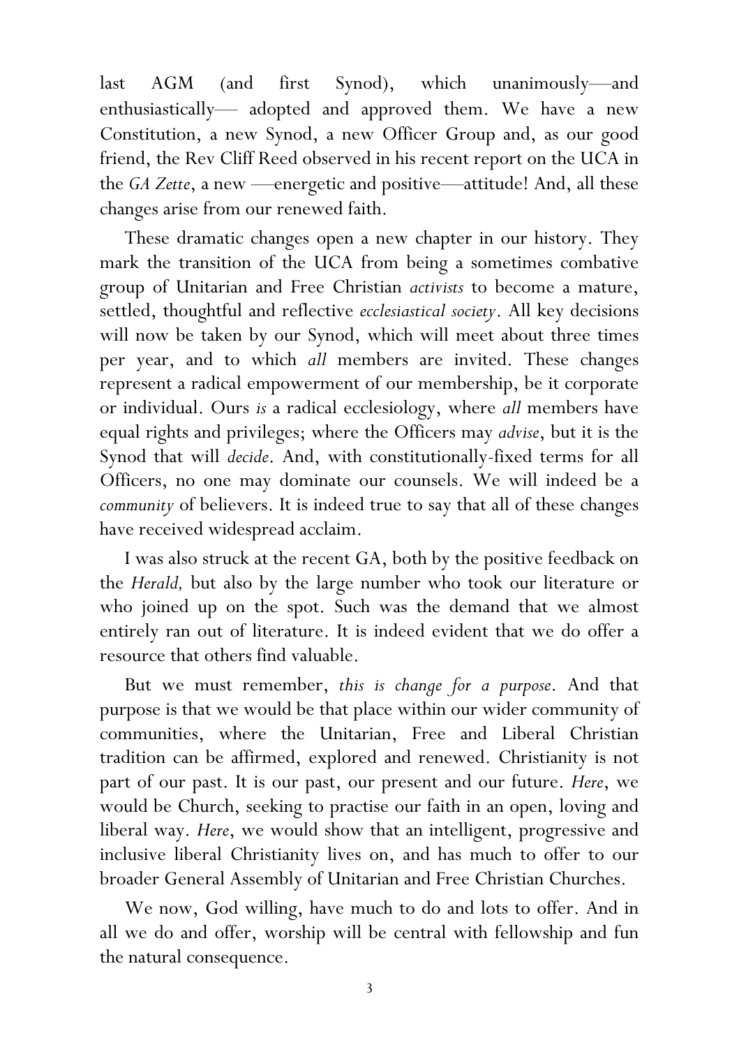last AGM (and first Synod), which unanimously—and enthusiastically— adopted and approved them. We have a new Constitution, a new Synod, a new Officer Group and, as our good friend, the Rev Cliff Reed observed in his recent report on the UCA in the *GA Zette*, a new —energetic and positive—attitude! And, all these changes arise from our renewed faith.

These dramatic changes open a new chapter in our history. They mark the transition of the UCA from being a sometimes combative group of Unitarian and Free Christian *activists* to become a mature, settled, thoughtful and reflective *ecclesiastical society*. All key decisions will now be taken by our Synod, which will meet about three times per year, and to which *all* members are invited. These changes represent a radical empowerment of our membership, be it corporate or individual. Ours *is* a radical ecclesiology, where *all* members have equal rights and privileges; where the Officers may *advise*, but it is the Synod that will *decide*. And, with constitutionally-fixed terms for all Officers, no one may dominate our counsels. We will indeed be a *community* of believers. It is indeed true to say that all of these changes have received widespread acclaim.

I was also struck at the recent GA, both by the positive feedback on the *Herald,* but also by the large number who took our literature or who joined up on the spot. Such was the demand that we almost entirely ran out of literature. It is indeed evident that we do offer a resource that others find valuable.

But we must remember, *this is change for a purpose*. And that purpose is that we would be that place within our wider community of communities, where the Unitarian, Free and Liberal Christian tradition can be affirmed, explored and renewed. Christianity is not part of our past. It is our past, our present and our future. *Here*, we would be Church, seeking to practise our faith in an open, loving and liberal way. *Here*, we would show that an intelligent, progressive and inclusive liberal Christianity lives on, and has much to offer to our broader General Assembly of Unitarian and Free Christian Churches.

We now, God willing, have much to do and lots to offer. And in all we do and offer, worship will be central with fellowship and fun the natural consequence.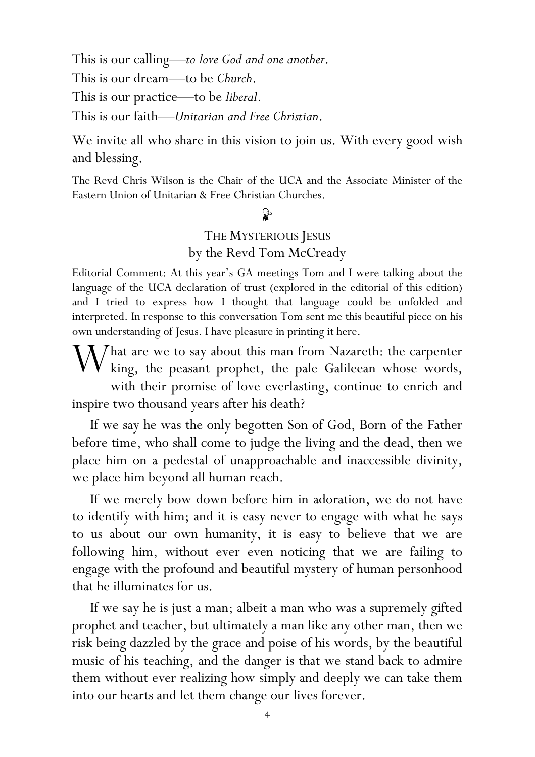This is our calling—*to love God and one another*.

This is our dream—to be *Church*.

This is our practice—to be *liberal*.

This is our faith—*Unitarian and Free Christian*.

We invite all who share in this vision to join us. With every good wish and blessing.

The Revd Chris Wilson is the Chair of the UCA and the Associate Minister of the Eastern Union of Unitarian & Free Christian Churches.

## THE MYSTERIOUS JESUS
### by the Revd Tom McCready

Editorial Comment: At this year's GA meetings Tom and I were talking about the language of the UCA declaration of trust (explored in the editorial of this edition) and I tried to express how I thought that language could be unfolded and interpreted. In response to this conversation Tom sent me this beautiful piece on his own understanding of Jesus. I have pleasure in printing it here.

What are we to say about this man from Nazareth: the carpenter king, the peasant prophet, the pale Galileean whose words, with their promise of love everlasting, continue to enrich and inspire two thousand years after his death?

If we say he was the only begotten Son of God, Born of the Father before time, who shall come to judge the living and the dead, then we place him on a pedestal of unapproachable and inaccessible divinity, we place him beyond all human reach.

If we merely bow down before him in adoration, we do not have to identify with him; and it is easy never to engage with what he says to us about our own humanity, it is easy to believe that we are following him, without ever even noticing that we are failing to engage with the profound and beautiful mystery of human personhood that he illuminates for us.

If we say he is just a man; albeit a man who was a supremely gifted prophet and teacher, but ultimately a man like any other man, then we risk being dazzled by the grace and poise of his words, by the beautiful music of his teaching, and the danger is that we stand back to admire them without ever realizing how simply and deeply we can take them into our hearts and let them change our lives forever.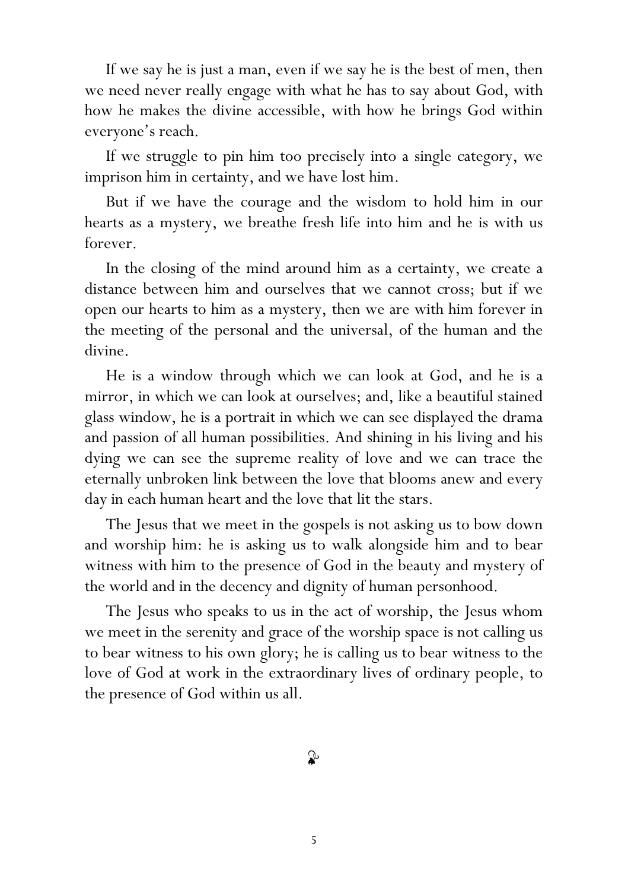If we say he is just a man, even if we say he is the best of men, then we need never really engage with what he has to say about God, with how he makes the divine accessible, with how he brings God within everyone's reach.

If we struggle to pin him too precisely into a single category, we imprison him in certainty, and we have lost him.

But if we have the courage and the wisdom to hold him in our hearts as a mystery, we breathe fresh life into him and he is with us forever.

In the closing of the mind around him as a certainty, we create a distance between him and ourselves that we cannot cross; but if we open our hearts to him as a mystery, then we are with him forever in the meeting of the personal and the universal, of the human and the divine.

He is a window through which we can look at God, and he is a mirror, in which we can look at ourselves; and, like a beautiful stained glass window, he is a portrait in which we can see displayed the drama and passion of all human possibilities. And shining in his living and his dying we can see the supreme reality of love and we can trace the eternally unbroken link between the love that blooms anew and every day in each human heart and the love that lit the stars.

The Jesus that we meet in the gospels is not asking us to bow down and worship him: he is asking us to walk alongside him and to bear witness with him to the presence of God in the beauty and mystery of the world and in the decency and dignity of human personhood.

The Jesus who speaks to us in the act of worship, the Jesus whom we meet in the serenity and grace of the worship space is not calling us to bear witness to his own glory; he is calling us to bear witness to the love of God at work in the extraordinary lives of ordinary people, to the presence of God within us all.

❧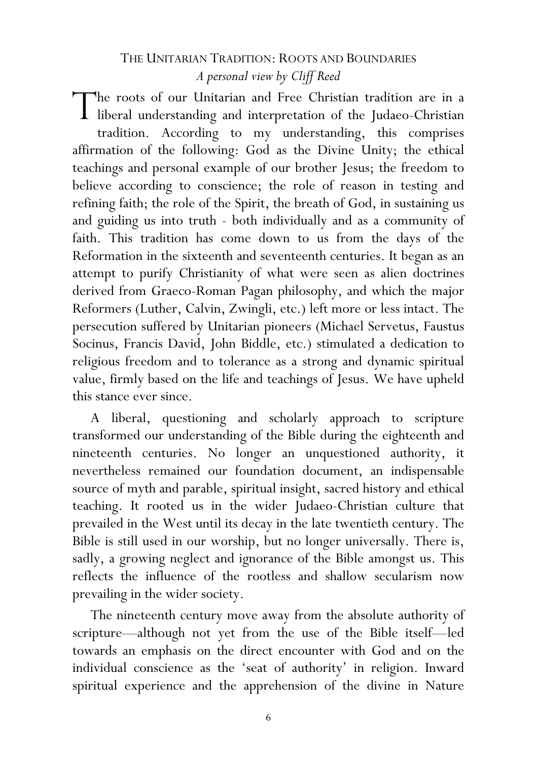## The Unitarian Tradition: Roots and Boundaries

*A personal view by Cliff Reed*

The roots of our Unitarian and Free Christian tradition are in a liberal understanding and interpretation of the Judaeo-Christian tradition. According to my understanding, this comprises affirmation of the following: God as the Divine Unity; the ethical teachings and personal example of our brother Jesus; the freedom to believe according to conscience; the role of reason in testing and refining faith; the role of the Spirit, the breath of God, in sustaining us and guiding us into truth - both individually and as a community of faith. This tradition has come down to us from the days of the Reformation in the sixteenth and seventeenth centuries. It began as an attempt to purify Christianity of what were seen as alien doctrines derived from Graeco-Roman Pagan philosophy, and which the major Reformers (Luther, Calvin, Zwingli, etc.) left more or less intact. The persecution suffered by Unitarian pioneers (Michael Servetus, Faustus Socinus, Francis David, John Biddle, etc.) stimulated a dedication to religious freedom and to tolerance as a strong and dynamic spiritual value, firmly based on the life and teachings of Jesus. We have upheld this stance ever since.

A liberal, questioning and scholarly approach to scripture transformed our understanding of the Bible during the eighteenth and nineteenth centuries. No longer an unquestioned authority, it nevertheless remained our foundation document, an indispensable source of myth and parable, spiritual insight, sacred history and ethical teaching. It rooted us in the wider Judaeo-Christian culture that prevailed in the West until its decay in the late twentieth century. The Bible is still used in our worship, but no longer universally. There is, sadly, a growing neglect and ignorance of the Bible amongst us. This reflects the influence of the rootless and shallow secularism now prevailing in the wider society.

The nineteenth century move away from the absolute authority of scripture—although not yet from the use of the Bible itself—led towards an emphasis on the direct encounter with God and on the individual conscience as the 'seat of authority' in religion. Inward spiritual experience and the apprehension of the divine in Nature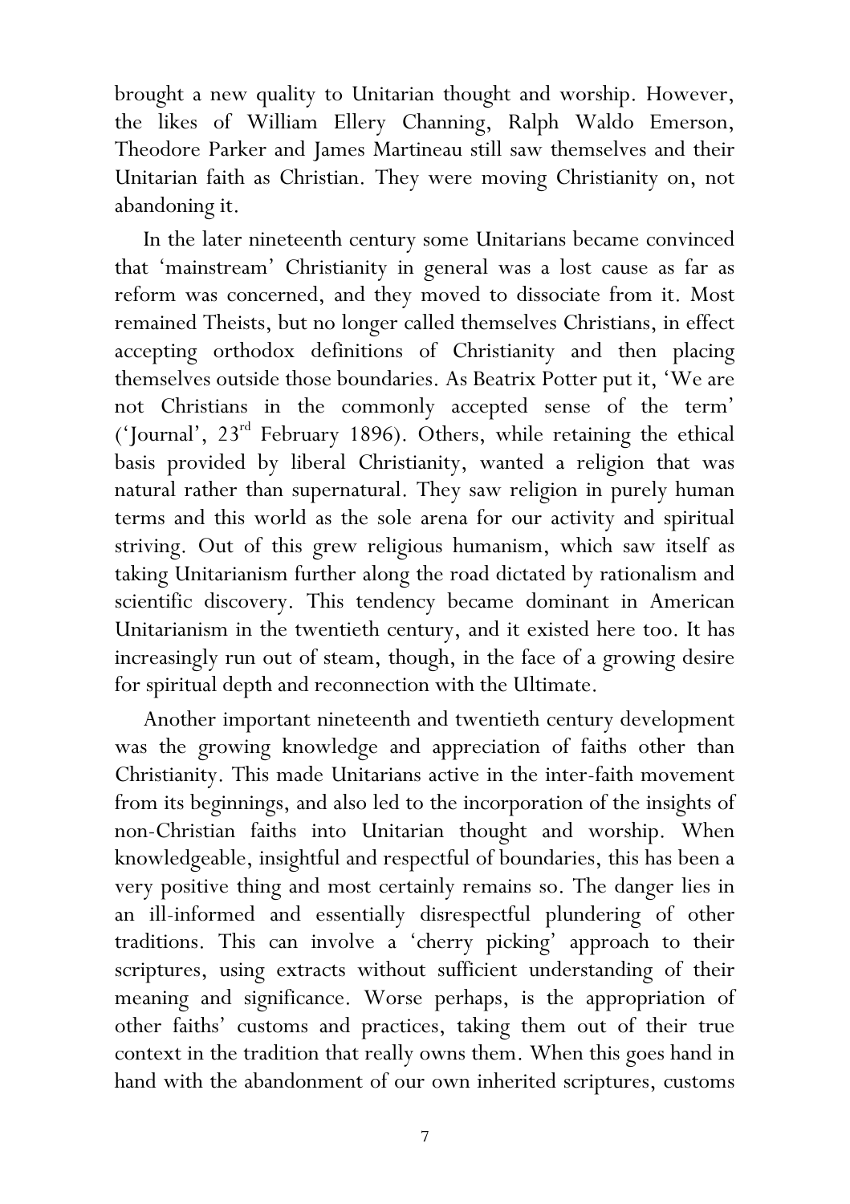brought a new quality to Unitarian thought and worship. However, the likes of William Ellery Channing, Ralph Waldo Emerson, Theodore Parker and James Martineau still saw themselves and their Unitarian faith as Christian. They were moving Christianity on, not abandoning it.

In the later nineteenth century some Unitarians became convinced that 'mainstream' Christianity in general was a lost cause as far as reform was concerned, and they moved to dissociate from it. Most remained Theists, but no longer called themselves Christians, in effect accepting orthodox definitions of Christianity and then placing themselves outside those boundaries. As Beatrix Potter put it, 'We are not Christians in the commonly accepted sense of the term' ('Journal', 23rd February 1896). Others, while retaining the ethical basis provided by liberal Christianity, wanted a religion that was natural rather than supernatural. They saw religion in purely human terms and this world as the sole arena for our activity and spiritual striving. Out of this grew religious humanism, which saw itself as taking Unitarianism further along the road dictated by rationalism and scientific discovery. This tendency became dominant in American Unitarianism in the twentieth century, and it existed here too. It has increasingly run out of steam, though, in the face of a growing desire for spiritual depth and reconnection with the Ultimate.

Another important nineteenth and twentieth century development was the growing knowledge and appreciation of faiths other than Christianity. This made Unitarians active in the inter-faith movement from its beginnings, and also led to the incorporation of the insights of non-Christian faiths into Unitarian thought and worship. When knowledgeable, insightful and respectful of boundaries, this has been a very positive thing and most certainly remains so. The danger lies in an ill-informed and essentially disrespectful plundering of other traditions. This can involve a 'cherry picking' approach to their scriptures, using extracts without sufficient understanding of their meaning and significance. Worse perhaps, is the appropriation of other faiths' customs and practices, taking them out of their true context in the tradition that really owns them. When this goes hand in hand with the abandonment of our own inherited scriptures, customs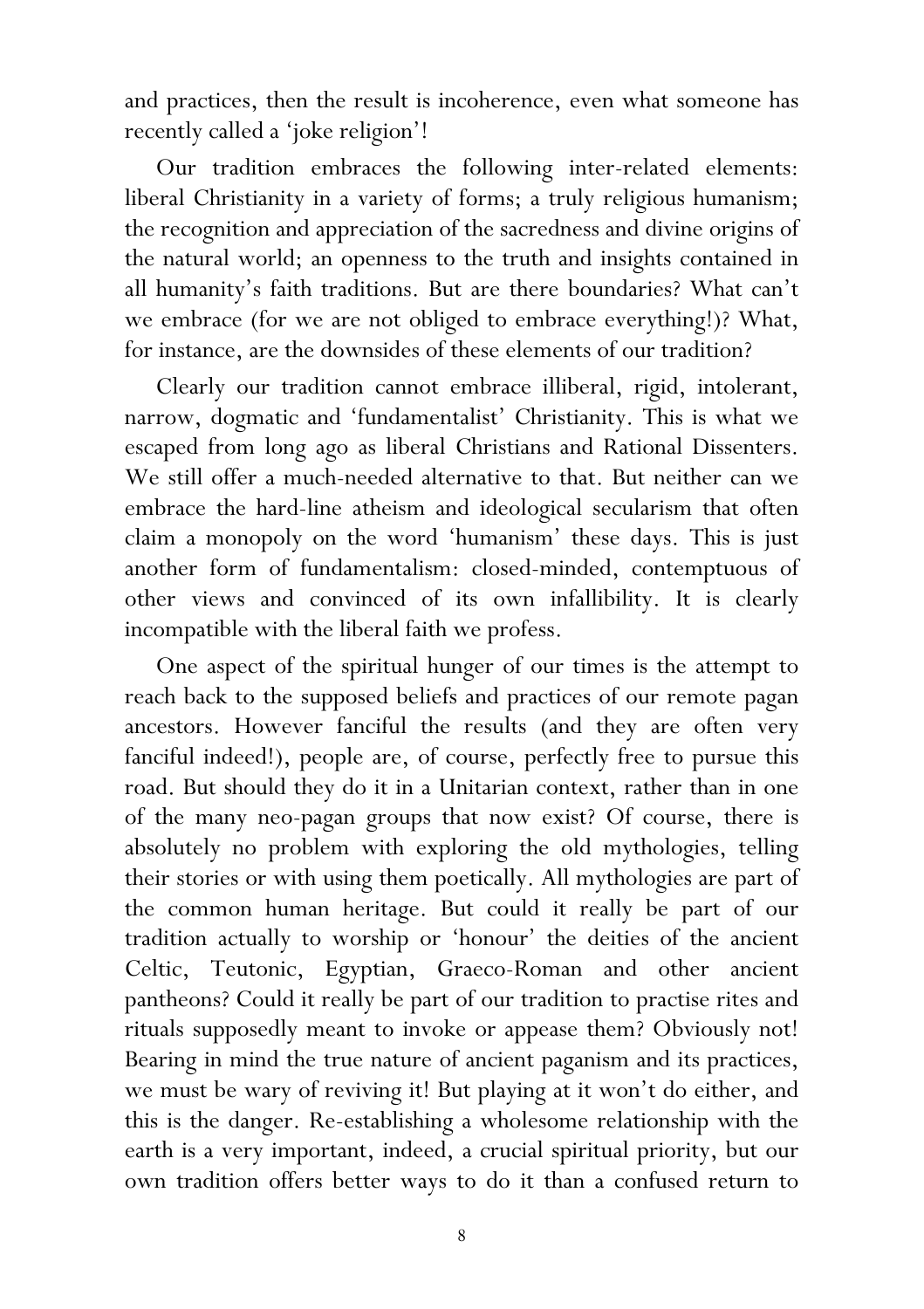and practices, then the result is incoherence, even what someone has recently called a 'joke religion'!

Our tradition embraces the following inter-related elements: liberal Christianity in a variety of forms; a truly religious humanism; the recognition and appreciation of the sacredness and divine origins of the natural world; an openness to the truth and insights contained in all humanity's faith traditions. But are there boundaries? What can't we embrace (for we are not obliged to embrace everything!)? What, for instance, are the downsides of these elements of our tradition?

Clearly our tradition cannot embrace illiberal, rigid, intolerant, narrow, dogmatic and 'fundamentalist' Christianity. This is what we escaped from long ago as liberal Christians and Rational Dissenters. We still offer a much-needed alternative to that. But neither can we embrace the hard-line atheism and ideological secularism that often claim a monopoly on the word 'humanism' these days. This is just another form of fundamentalism: closed-minded, contemptuous of other views and convinced of its own infallibility. It is clearly incompatible with the liberal faith we profess.

One aspect of the spiritual hunger of our times is the attempt to reach back to the supposed beliefs and practices of our remote pagan ancestors. However fanciful the results (and they are often very fanciful indeed!), people are, of course, perfectly free to pursue this road. But should they do it in a Unitarian context, rather than in one of the many neo-pagan groups that now exist? Of course, there is absolutely no problem with exploring the old mythologies, telling their stories or with using them poetically. All mythologies are part of the common human heritage. But could it really be part of our tradition actually to worship or 'honour' the deities of the ancient Celtic, Teutonic, Egyptian, Graeco-Roman and other ancient pantheons? Could it really be part of our tradition to practise rites and rituals supposedly meant to invoke or appease them? Obviously not! Bearing in mind the true nature of ancient paganism and its practices, we must be wary of reviving it! But playing at it won't do either, and this is the danger. Re-establishing a wholesome relationship with the earth is a very important, indeed, a crucial spiritual priority, but our own tradition offers better ways to do it than a confused return to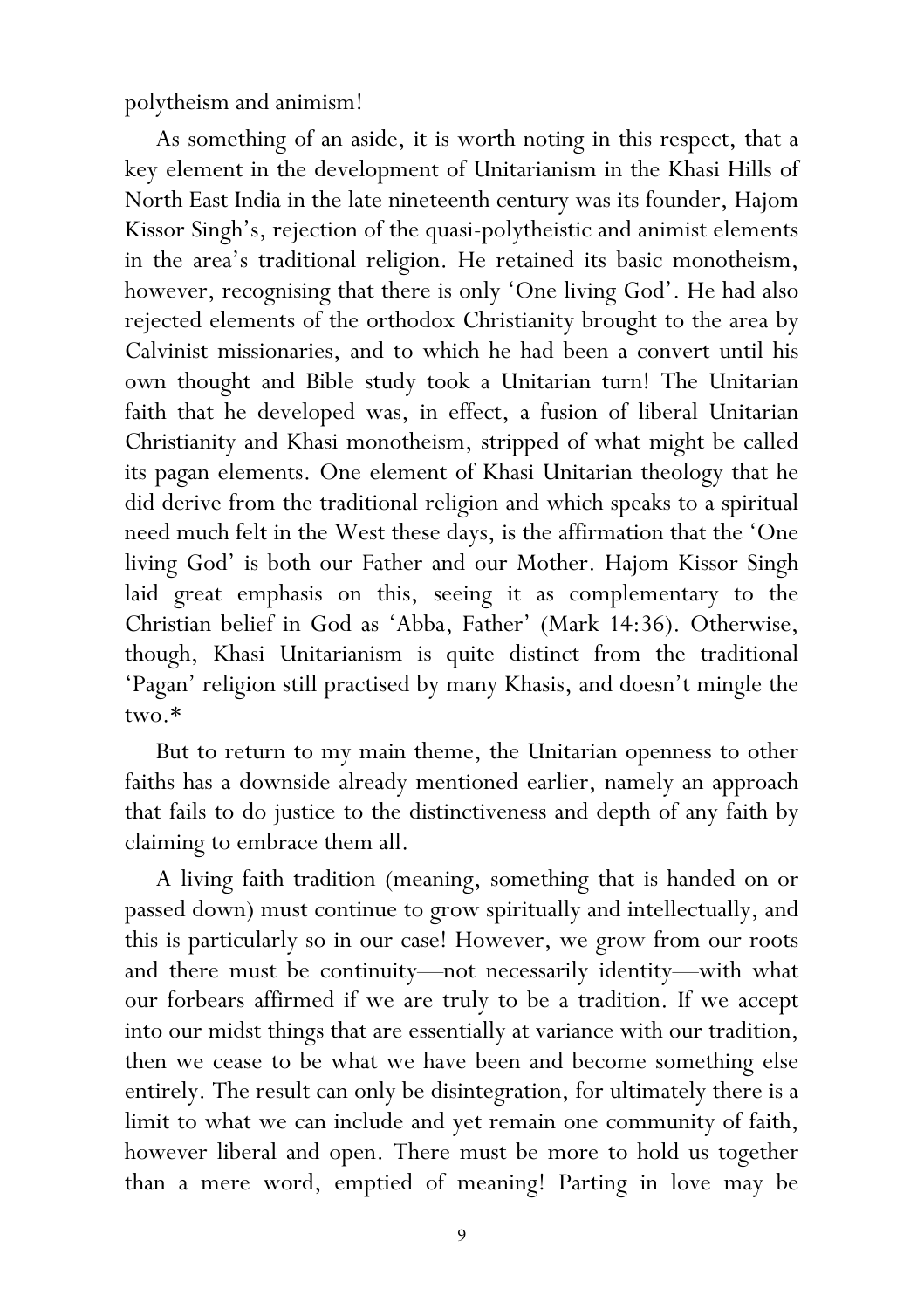polytheism and animism!

As something of an aside, it is worth noting in this respect, that a key element in the development of Unitarianism in the Khasi Hills of North East India in the late nineteenth century was its founder, Hajom Kissor Singh's, rejection of the quasi-polytheistic and animist elements in the area's traditional religion. He retained its basic monotheism, however, recognising that there is only 'One living God'. He had also rejected elements of the orthodox Christianity brought to the area by Calvinist missionaries, and to which he had been a convert until his own thought and Bible study took a Unitarian turn! The Unitarian faith that he developed was, in effect, a fusion of liberal Unitarian Christianity and Khasi monotheism, stripped of what might be called its pagan elements. One element of Khasi Unitarian theology that he did derive from the traditional religion and which speaks to a spiritual need much felt in the West these days, is the affirmation that the 'One living God' is both our Father and our Mother. Hajom Kissor Singh laid great emphasis on this, seeing it as complementary to the Christian belief in God as 'Abba, Father' (Mark 14:36). Otherwise, though, Khasi Unitarianism is quite distinct from the traditional 'Pagan' religion still practised by many Khasis, and doesn't mingle the two.*

But to return to my main theme, the Unitarian openness to other faiths has a downside already mentioned earlier, namely an approach that fails to do justice to the distinctiveness and depth of any faith by claiming to embrace them all.

A living faith tradition (meaning, something that is handed on or passed down) must continue to grow spiritually and intellectually, and this is particularly so in our case! However, we grow from our roots and there must be continuity—not necessarily identity—with what our forbears affirmed if we are truly to be a tradition. If we accept into our midst things that are essentially at variance with our tradition, then we cease to be what we have been and become something else entirely. The result can only be disintegration, for ultimately there is a limit to what we can include and yet remain one community of faith, however liberal and open. There must be more to hold us together than a mere word, emptied of meaning! Parting in love may be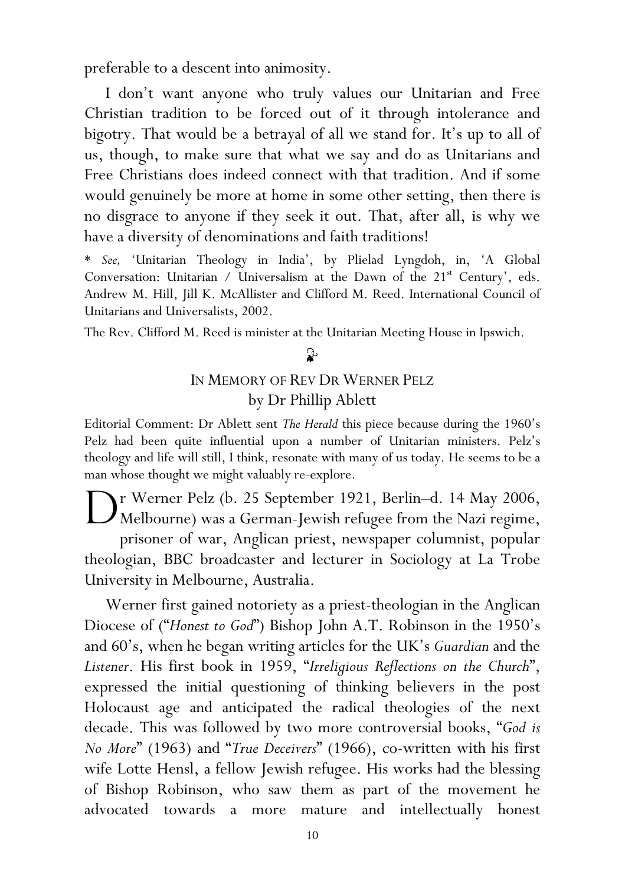preferable to a descent into animosity.

I don't want anyone who truly values our Unitarian and Free Christian tradition to be forced out of it through intolerance and bigotry. That would be a betrayal of all we stand for. It's up to all of us, though, to make sure that what we say and do as Unitarians and Free Christians does indeed connect with that tradition. And if some would genuinely be more at home in some other setting, then there is no disgrace to anyone if they seek it out. That, after all, is why we have a diversity of denominations and faith traditions!

\* *See,* 'Unitarian Theology in India', by Plielad Lyngdoh, in, 'A Global Conversation: Unitarian / Universalism at the Dawn of the 21st Century', eds. Andrew M. Hill, Jill K. McAllister and Clifford M. Reed. International Council of Unitarians and Universalists, 2002.

The Rev. Clifford M. Reed is minister at the Unitarian Meeting House in Ipswich.

## IN MEMORY OF REV DR WERNER PELZ
### by Dr Phillip Ablett

Editorial Comment: Dr Ablett sent *The Herald* this piece because during the 1960's Pelz had been quite influential upon a number of Unitarian ministers. Pelz's theology and life will still, I think, resonate with many of us today. He seems to be a man whose thought we might valuably re-explore.

Dr Werner Pelz (b. 25 September 1921, Berlin–d. 14 May 2006, Melbourne) was a German-Jewish refugee from the Nazi regime, prisoner of war, Anglican priest, newspaper columnist, popular theologian, BBC broadcaster and lecturer in Sociology at La Trobe University in Melbourne, Australia.

Werner first gained notoriety as a priest-theologian in the Anglican Diocese of ("*Honest to God*") Bishop John A.T. Robinson in the 1950's and 60's, when he began writing articles for the UK's *Guardian* and the *Listener*. His first book in 1959, "*Irreligious Reflections on the Church*", expressed the initial questioning of thinking believers in the post Holocaust age and anticipated the radical theologies of the next decade. This was followed by two more controversial books, "*God is No More*" (1963) and "*True Deceivers*" (1966), co-written with his first wife Lotte Hensl, a fellow Jewish refugee. His works had the blessing of Bishop Robinson, who saw them as part of the movement he advocated towards a more mature and intellectually honest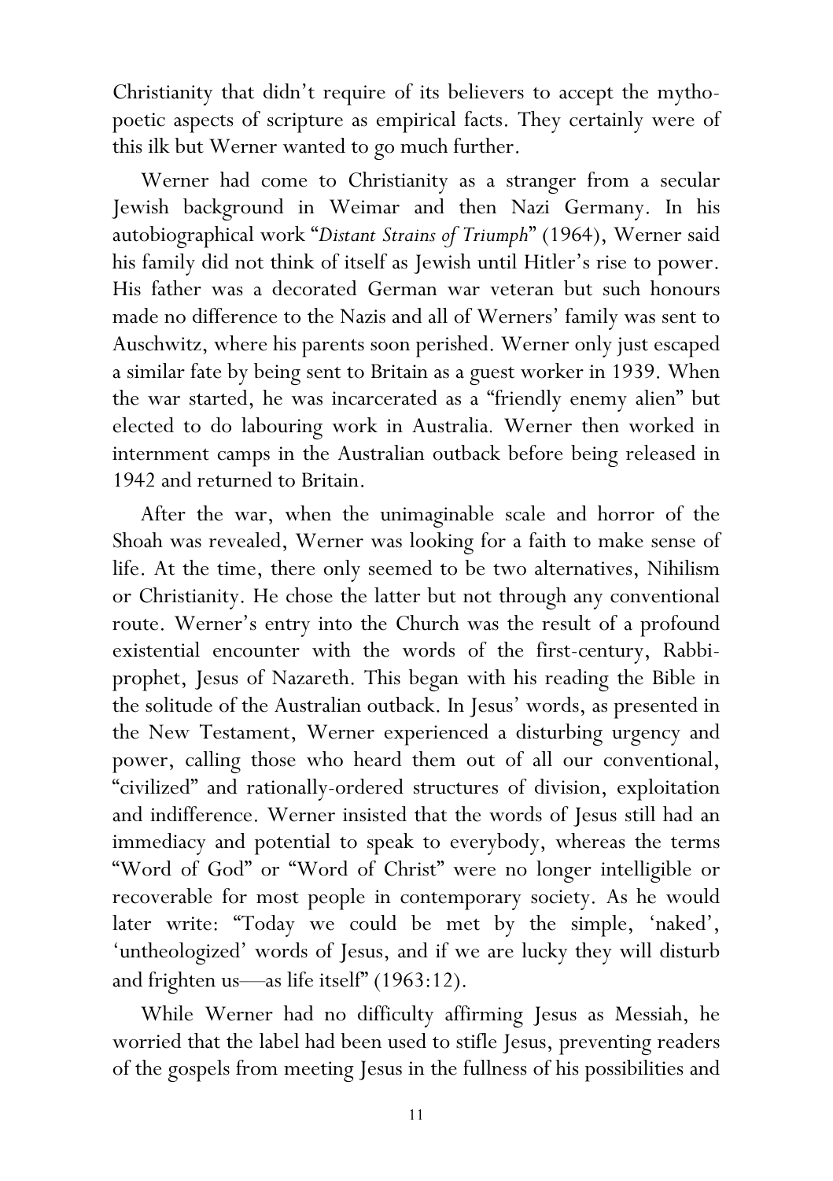Christianity that didn't require of its believers to accept the mythopoetic aspects of scripture as empirical facts. They certainly were of this ilk but Werner wanted to go much further.

Werner had come to Christianity as a stranger from a secular Jewish background in Weimar and then Nazi Germany. In his autobiographical work "*Distant Strains of Triumph*" (1964), Werner said his family did not think of itself as Jewish until Hitler's rise to power. His father was a decorated German war veteran but such honours made no difference to the Nazis and all of Werners' family was sent to Auschwitz, where his parents soon perished. Werner only just escaped a similar fate by being sent to Britain as a guest worker in 1939. When the war started, he was incarcerated as a "friendly enemy alien" but elected to do labouring work in Australia. Werner then worked in internment camps in the Australian outback before being released in 1942 and returned to Britain.

After the war, when the unimaginable scale and horror of the Shoah was revealed, Werner was looking for a faith to make sense of life. At the time, there only seemed to be two alternatives, Nihilism or Christianity. He chose the latter but not through any conventional route. Werner's entry into the Church was the result of a profound existential encounter with the words of the first-century, Rabbi-prophet, Jesus of Nazareth. This began with his reading the Bible in the solitude of the Australian outback. In Jesus' words, as presented in the New Testament, Werner experienced a disturbing urgency and power, calling those who heard them out of all our conventional, "civilized" and rationally-ordered structures of division, exploitation and indifference. Werner insisted that the words of Jesus still had an immediacy and potential to speak to everybody, whereas the terms "Word of God" or "Word of Christ" were no longer intelligible or recoverable for most people in contemporary society. As he would later write: "Today we could be met by the simple, 'naked', 'untheologized' words of Jesus, and if we are lucky they will disturb and frighten us—as life itself" (1963:12).

While Werner had no difficulty affirming Jesus as Messiah, he worried that the label had been used to stifle Jesus, preventing readers of the gospels from meeting Jesus in the fullness of his possibilities and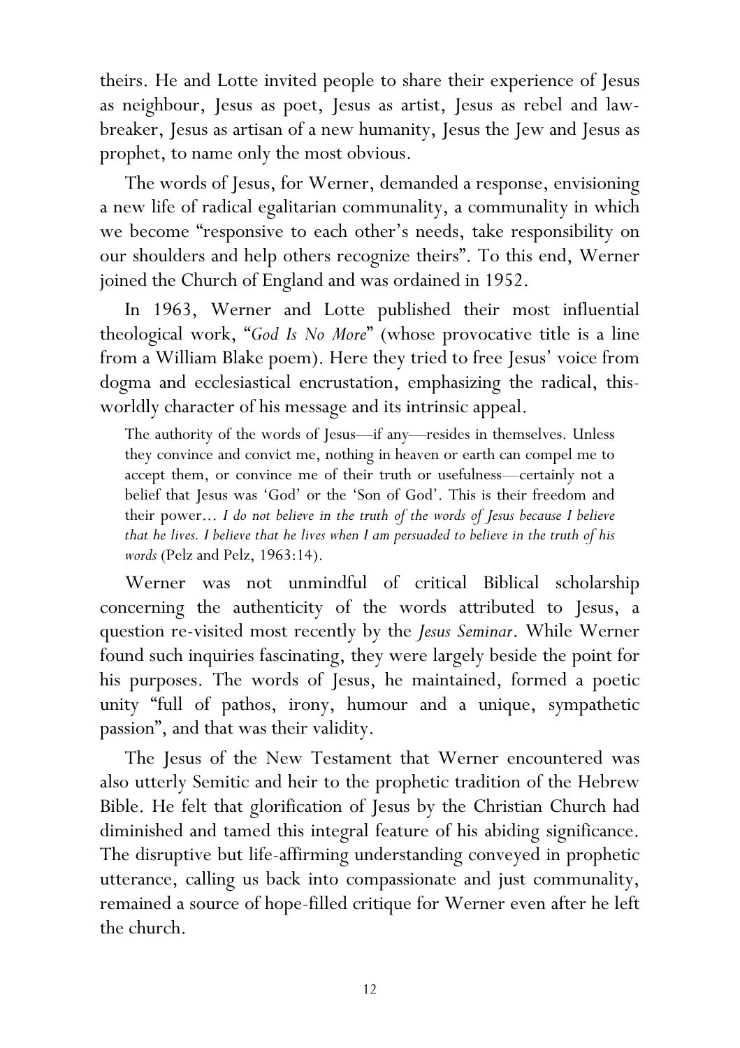theirs. He and Lotte invited people to share their experience of Jesus as neighbour, Jesus as poet, Jesus as artist, Jesus as rebel and law-breaker, Jesus as artisan of a new humanity, Jesus the Jew and Jesus as prophet, to name only the most obvious.

The words of Jesus, for Werner, demanded a response, envisioning a new life of radical egalitarian communality, a communality in which we become "responsive to each other's needs, take responsibility on our shoulders and help others recognize theirs". To this end, Werner joined the Church of England and was ordained in 1952.

In 1963, Werner and Lotte published their most influential theological work, "*God Is No More*" (whose provocative title is a line from a William Blake poem). Here they tried to free Jesus' voice from dogma and ecclesiastical encrustation, emphasizing the radical, this-worldly character of his message and its intrinsic appeal.

> The authority of the words of Jesus—if any—resides in themselves. Unless they convince and convict me, nothing in heaven or earth can compel me to accept them, or convince me of their truth or usefulness—certainly not a belief that Jesus was 'God' or the 'Son of God'. This is their freedom and their power… *I do not believe in the truth of the words of Jesus because I believe that he lives. I believe that he lives when I am persuaded to believe in the truth of his words* (Pelz and Pelz, 1963:14).

Werner was not unmindful of critical Biblical scholarship concerning the authenticity of the words attributed to Jesus, a question re-visited most recently by the *Jesus Seminar*. While Werner found such inquiries fascinating, they were largely beside the point for his purposes. The words of Jesus, he maintained, formed a poetic unity "full of pathos, irony, humour and a unique, sympathetic passion", and that was their validity.

The Jesus of the New Testament that Werner encountered was also utterly Semitic and heir to the prophetic tradition of the Hebrew Bible. He felt that glorification of Jesus by the Christian Church had diminished and tamed this integral feature of his abiding significance. The disruptive but life-affirming understanding conveyed in prophetic utterance, calling us back into compassionate and just communality, remained a source of hope-filled critique for Werner even after he left the church.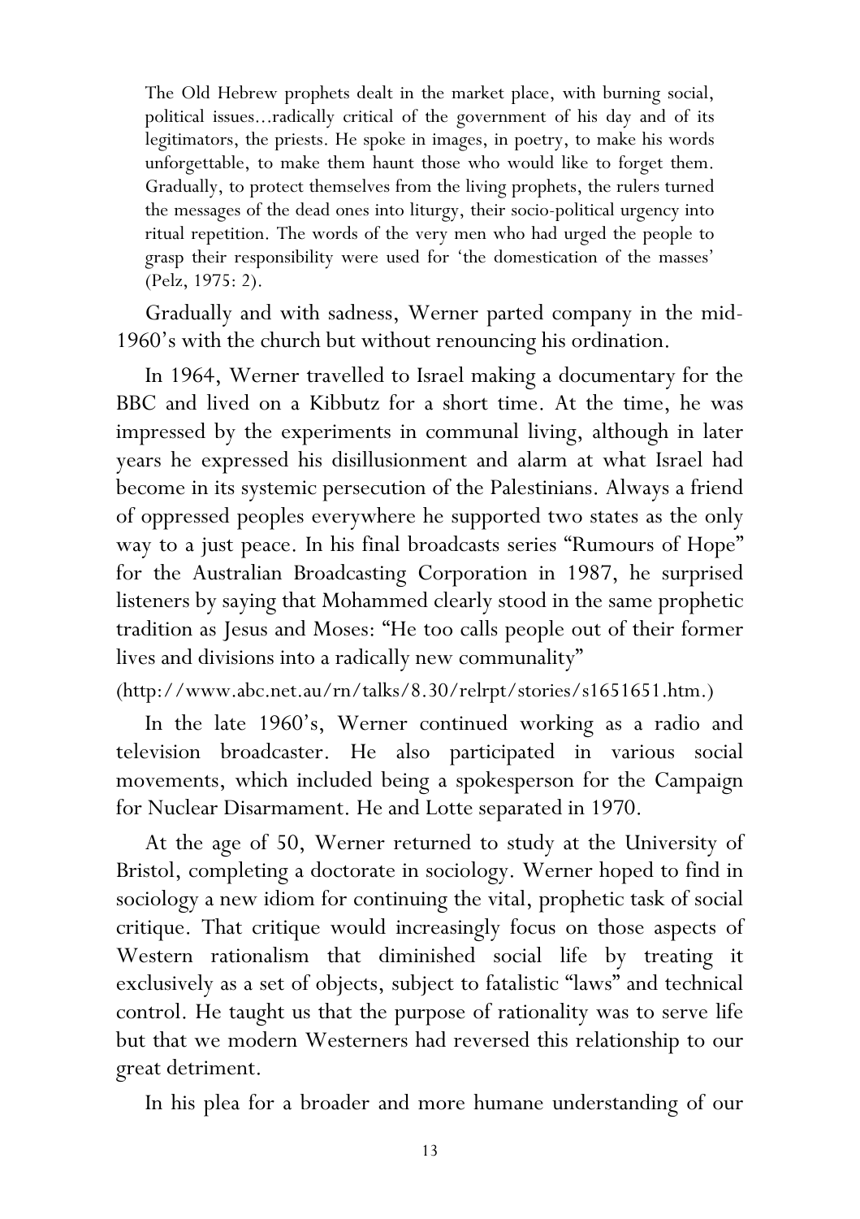> The Old Hebrew prophets dealt in the market place, with burning social, political issues...radically critical of the government of his day and of its legitimators, the priests. He spoke in images, in poetry, to make his words unforgettable, to make them haunt those who would like to forget them. Gradually, to protect themselves from the living prophets, the rulers turned the messages of the dead ones into liturgy, their socio-political urgency into ritual repetition. The words of the very men who had urged the people to grasp their responsibility were used for 'the domestication of the masses' (Pelz, 1975: 2).

Gradually and with sadness, Werner parted company in the mid-1960's with the church but without renouncing his ordination.

In 1964, Werner travelled to Israel making a documentary for the BBC and lived on a Kibbutz for a short time. At the time, he was impressed by the experiments in communal living, although in later years he expressed his disillusionment and alarm at what Israel had become in its systemic persecution of the Palestinians. Always a friend of oppressed peoples everywhere he supported two states as the only way to a just peace. In his final broadcasts series "Rumours of Hope" for the Australian Broadcasting Corporation in 1987, he surprised listeners by saying that Mohammed clearly stood in the same prophetic tradition as Jesus and Moses: "He too calls people out of their former lives and divisions into a radically new communality"

(http://www.abc.net.au/rn/talks/8.30/relrpt/stories/s1651651.htm.)

In the late 1960's, Werner continued working as a radio and television broadcaster. He also participated in various social movements, which included being a spokesperson for the Campaign for Nuclear Disarmament. He and Lotte separated in 1970.

At the age of 50, Werner returned to study at the University of Bristol, completing a doctorate in sociology. Werner hoped to find in sociology a new idiom for continuing the vital, prophetic task of social critique. That critique would increasingly focus on those aspects of Western rationalism that diminished social life by treating it exclusively as a set of objects, subject to fatalistic "laws" and technical control. He taught us that the purpose of rationality was to serve life but that we modern Westerners had reversed this relationship to our great detriment.

In his plea for a broader and more humane understanding of our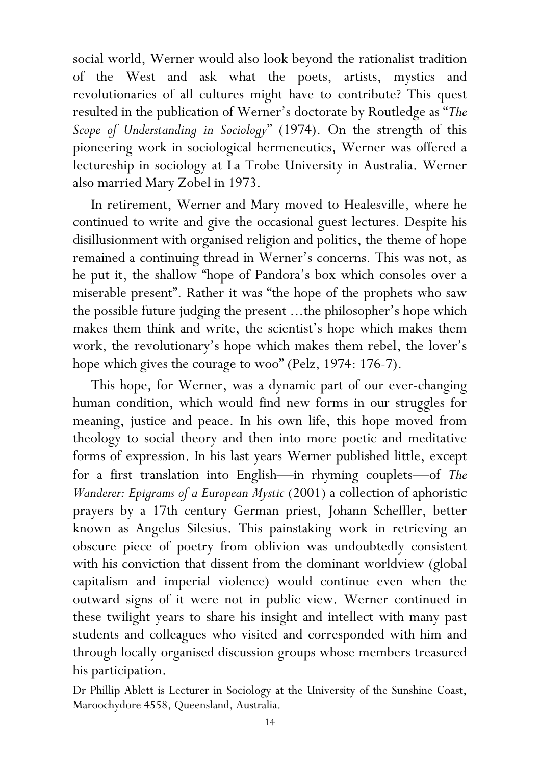social world, Werner would also look beyond the rationalist tradition of the West and ask what the poets, artists, mystics and revolutionaries of all cultures might have to contribute? This quest resulted in the publication of Werner's doctorate by Routledge as "*The Scope of Understanding in Sociology*" (1974). On the strength of this pioneering work in sociological hermeneutics, Werner was offered a lectureship in sociology at La Trobe University in Australia. Werner also married Mary Zobel in 1973.

In retirement, Werner and Mary moved to Healesville, where he continued to write and give the occasional guest lectures. Despite his disillusionment with organised religion and politics, the theme of hope remained a continuing thread in Werner's concerns. This was not, as he put it, the shallow "hope of Pandora's box which consoles over a miserable present". Rather it was "the hope of the prophets who saw the possible future judging the present …the philosopher's hope which makes them think and write, the scientist's hope which makes them work, the revolutionary's hope which makes them rebel, the lover's hope which gives the courage to woo" (Pelz, 1974: 176-7).

This hope, for Werner, was a dynamic part of our ever-changing human condition, which would find new forms in our struggles for meaning, justice and peace. In his own life, this hope moved from theology to social theory and then into more poetic and meditative forms of expression. In his last years Werner published little, except for a first translation into English—in rhyming couplets—of *The Wanderer: Epigrams of a European Mystic* (2001) a collection of aphoristic prayers by a 17th century German priest, Johann Scheffler, better known as Angelus Silesius. This painstaking work in retrieving an obscure piece of poetry from oblivion was undoubtedly consistent with his conviction that dissent from the dominant worldview (global capitalism and imperial violence) would continue even when the outward signs of it were not in public view. Werner continued in these twilight years to share his insight and intellect with many past students and colleagues who visited and corresponded with him and through locally organised discussion groups whose members treasured his participation.

Dr Phillip Ablett is Lecturer in Sociology at the University of the Sunshine Coast, Maroochydore 4558, Queensland, Australia.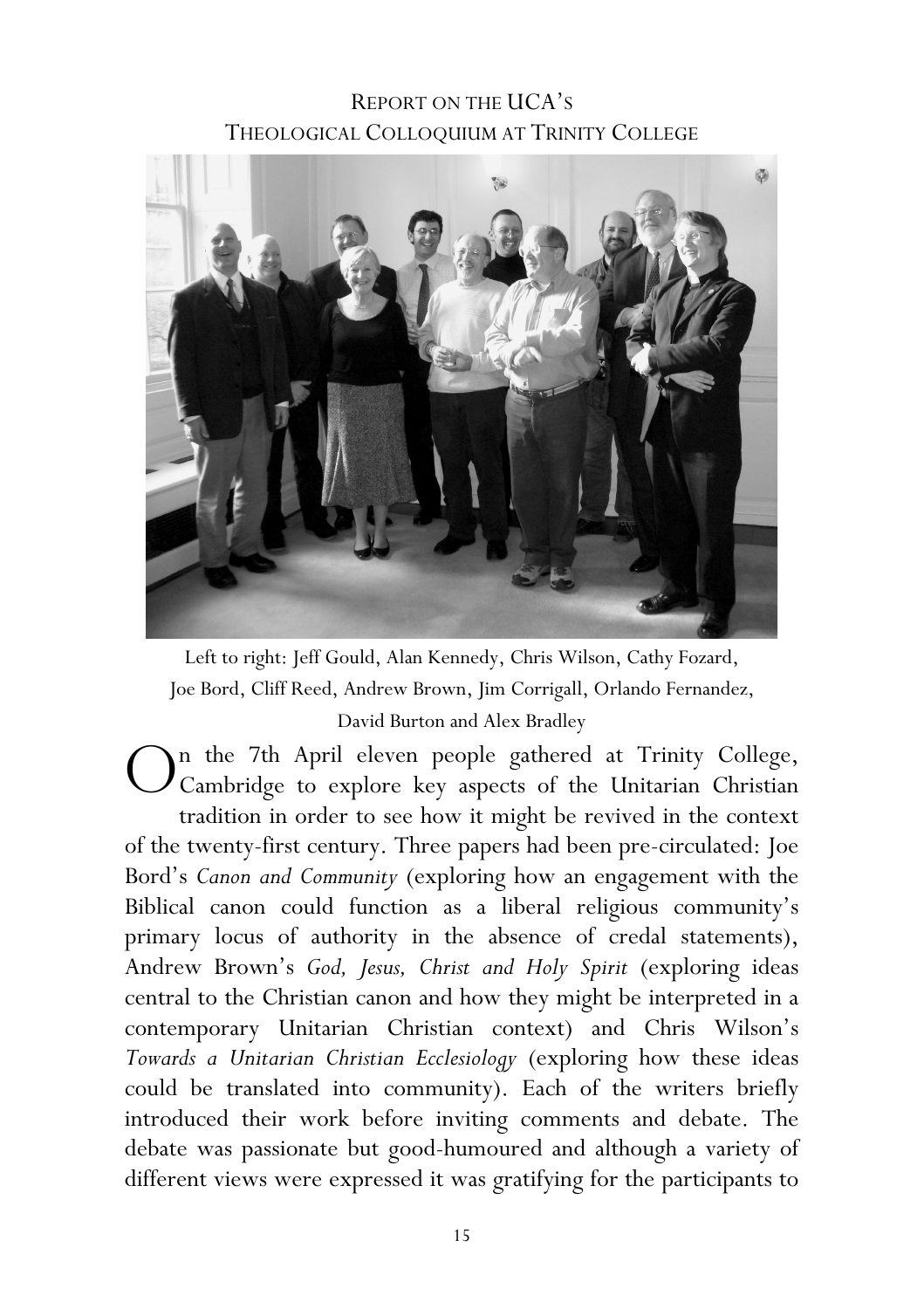## Report on the UCA's Theological Colloquium at Trinity College

Left to right: Jeff Gould, Alan Kennedy, Chris Wilson, Cathy Fozard, Joe Bord, Cliff Reed, Andrew Brown, Jim Corrigall, Orlando Fernandez, David Burton and Alex Bradley

On the 7th April eleven people gathered at Trinity College, Cambridge to explore key aspects of the Unitarian Christian tradition in order to see how it might be revived in the context of the twenty-first century. Three papers had been pre-circulated: Joe Bord's *Canon and Community* (exploring how an engagement with the Biblical canon could function as a liberal religious community's primary locus of authority in the absence of credal statements), Andrew Brown's *God, Jesus, Christ and Holy Spirit* (exploring ideas central to the Christian canon and how they might be interpreted in a contemporary Unitarian Christian context) and Chris Wilson's *Towards a Unitarian Christian Ecclesiology* (exploring how these ideas could be translated into community). Each of the writers briefly introduced their work before inviting comments and debate. The debate was passionate but good-humoured and although a variety of different views were expressed it was gratifying for the participants to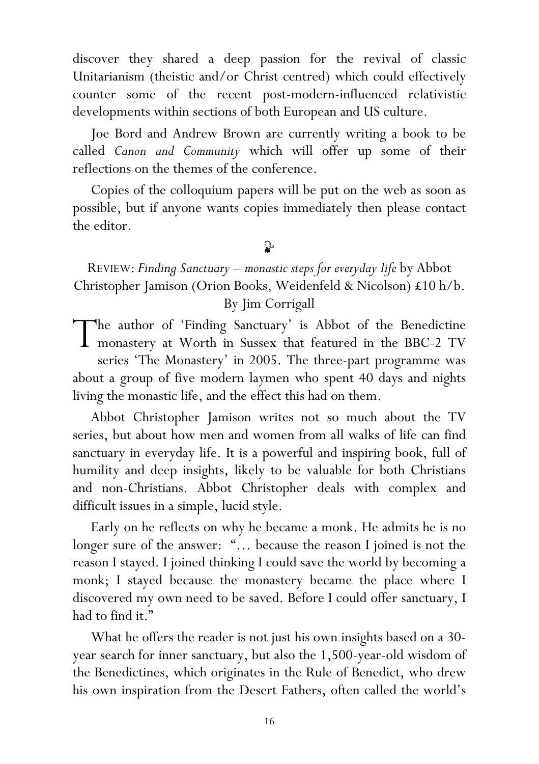discover they shared a deep passion for the revival of classic Unitarianism (theistic and/or Christ centred) which could effectively counter some of the recent post-modern-influenced relativistic developments within sections of both European and US culture.

Joe Bord and Andrew Brown are currently writing a book to be called *Canon and Community* which will offer up some of their reflections on the themes of the conference.

Copies of the colloquium papers will be put on the web as soon as possible, but if anyone wants copies immediately then please contact the editor.

❧

REVIEW: *Finding Sanctuary – monastic steps for everyday life* by Abbot Christopher Jamison (Orion Books, Weidenfeld & Nicolson) £10 h/b. By Jim Corrigall

The author of 'Finding Sanctuary' is Abbot of the Benedictine monastery at Worth in Sussex that featured in the BBC-2 TV series 'The Monastery' in 2005. The three-part programme was about a group of five modern laymen who spent 40 days and nights living the monastic life, and the effect this had on them.

Abbot Christopher Jamison writes not so much about the TV series, but about how men and women from all walks of life can find sanctuary in everyday life. It is a powerful and inspiring book, full of humility and deep insights, likely to be valuable for both Christians and non-Christians. Abbot Christopher deals with complex and difficult issues in a simple, lucid style.

Early on he reflects on why he became a monk. He admits he is no longer sure of the answer: "… because the reason I joined is not the reason I stayed. I joined thinking I could save the world by becoming a monk; I stayed because the monastery became the place where I discovered my own need to be saved. Before I could offer sanctuary, I had to find it."

What he offers the reader is not just his own insights based on a 30-year search for inner sanctuary, but also the 1,500-year-old wisdom of the Benedictines, which originates in the Rule of Benedict, who drew his own inspiration from the Desert Fathers, often called the world's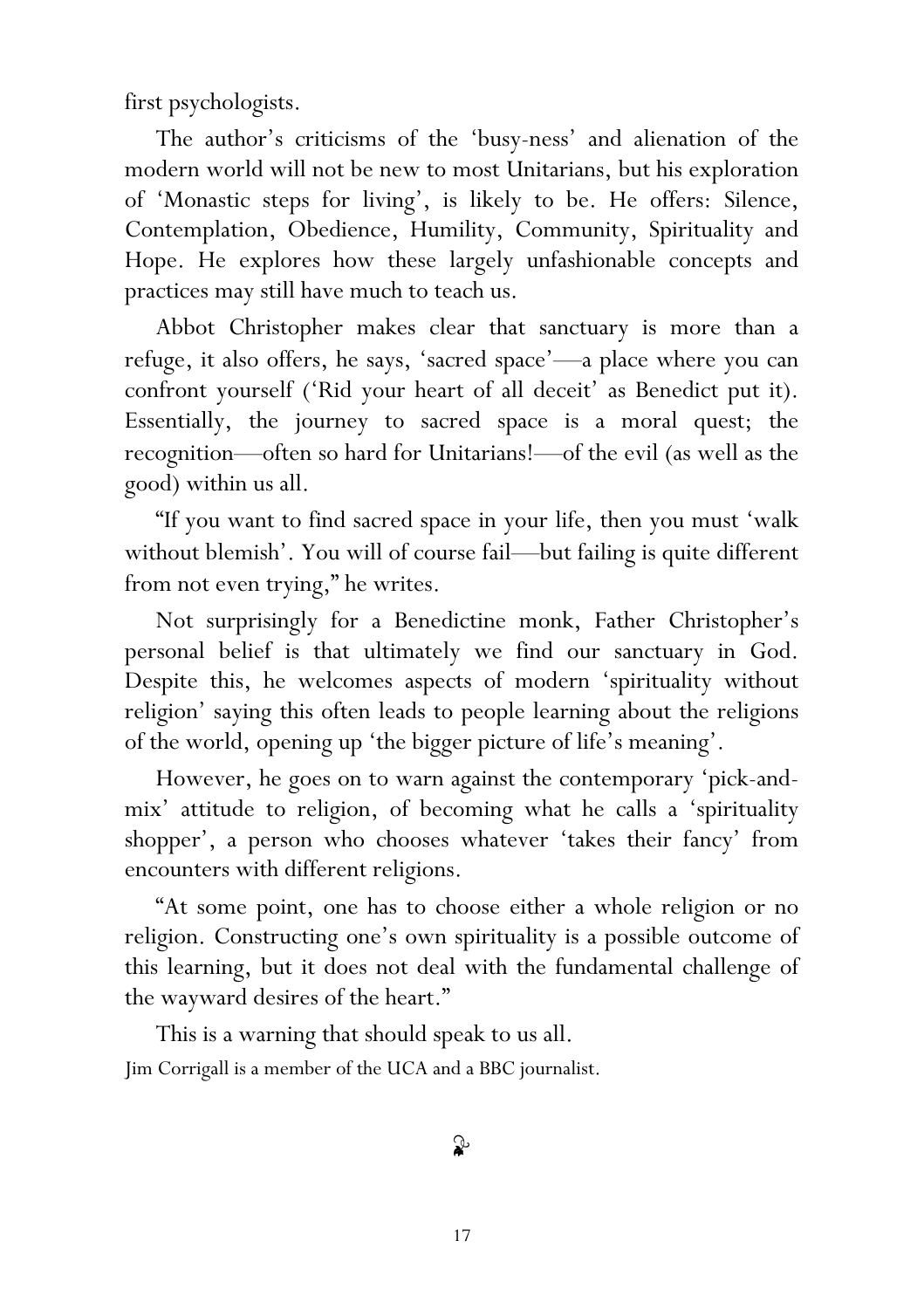first psychologists.

The author's criticisms of the 'busy-ness' and alienation of the modern world will not be new to most Unitarians, but his exploration of 'Monastic steps for living', is likely to be. He offers: Silence, Contemplation, Obedience, Humility, Community, Spirituality and Hope. He explores how these largely unfashionable concepts and practices may still have much to teach us.

Abbot Christopher makes clear that sanctuary is more than a refuge, it also offers, he says, 'sacred space'—a place where you can confront yourself ('Rid your heart of all deceit' as Benedict put it). Essentially, the journey to sacred space is a moral quest; the recognition—often so hard for Unitarians!—of the evil (as well as the good) within us all.

"If you want to find sacred space in your life, then you must 'walk without blemish'. You will of course fail—but failing is quite different from not even trying," he writes.

Not surprisingly for a Benedictine monk, Father Christopher's personal belief is that ultimately we find our sanctuary in God. Despite this, he welcomes aspects of modern 'spirituality without religion' saying this often leads to people learning about the religions of the world, opening up 'the bigger picture of life's meaning'.

However, he goes on to warn against the contemporary 'pick-and-mix' attitude to religion, of becoming what he calls a 'spirituality shopper', a person who chooses whatever 'takes their fancy' from encounters with different religions.

"At some point, one has to choose either a whole religion or no religion. Constructing one's own spirituality is a possible outcome of this learning, but it does not deal with the fundamental challenge of the wayward desires of the heart."

This is a warning that should speak to us all.

Jim Corrigall is a member of the UCA and a BBC journalist.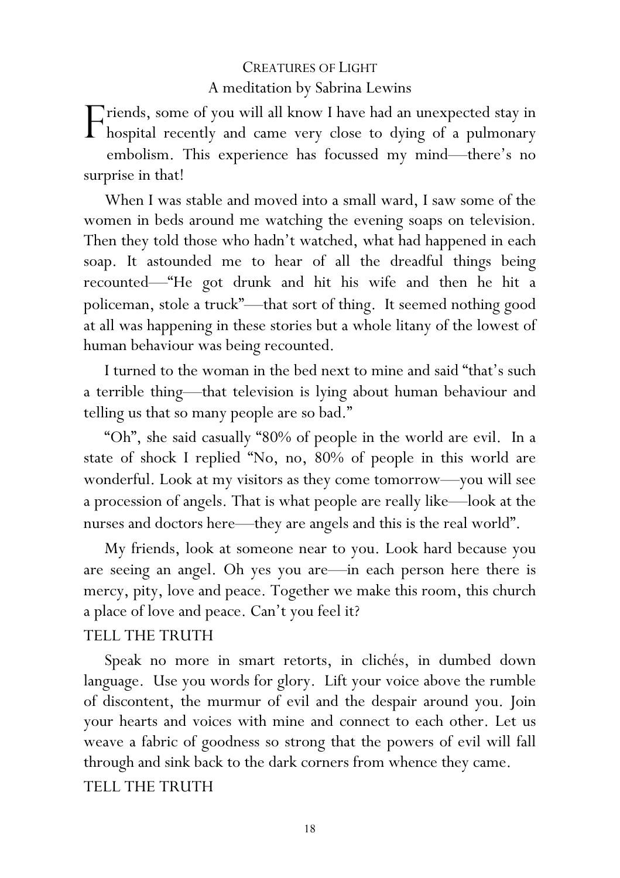# Creatures of Light

A meditation by Sabrina Lewins

Friends, some of you will all know I have had an unexpected stay in hospital recently and came very close to dying of a pulmonary embolism. This experience has focussed my mind—there's no surprise in that!

When I was stable and moved into a small ward, I saw some of the women in beds around me watching the evening soaps on television. Then they told those who hadn't watched, what had happened in each soap. It astounded me to hear of all the dreadful things being recounted—"He got drunk and hit his wife and then he hit a policeman, stole a truck"—that sort of thing. It seemed nothing good at all was happening in these stories but a whole litany of the lowest of human behaviour was being recounted.

I turned to the woman in the bed next to mine and said "that's such a terrible thing—that television is lying about human behaviour and telling us that so many people are so bad."

"Oh", she said casually "80% of people in the world are evil. In a state of shock I replied "No, no, 80% of people in this world are wonderful. Look at my visitors as they come tomorrow—you will see a procession of angels. That is what people are really like—look at the nurses and doctors here—they are angels and this is the real world".

My friends, look at someone near to you. Look hard because you are seeing an angel. Oh yes you are—in each person here there is mercy, pity, love and peace. Together we make this room, this church a place of love and peace. Can't you feel it?

TELL THE TRUTH

Speak no more in smart retorts, in clichés, in dumbed down language. Use you words for glory. Lift your voice above the rumble of discontent, the murmur of evil and the despair around you. Join your hearts and voices with mine and connect to each other. Let us weave a fabric of goodness so strong that the powers of evil will fall through and sink back to the dark corners from whence they came.

TELL THE TRUTH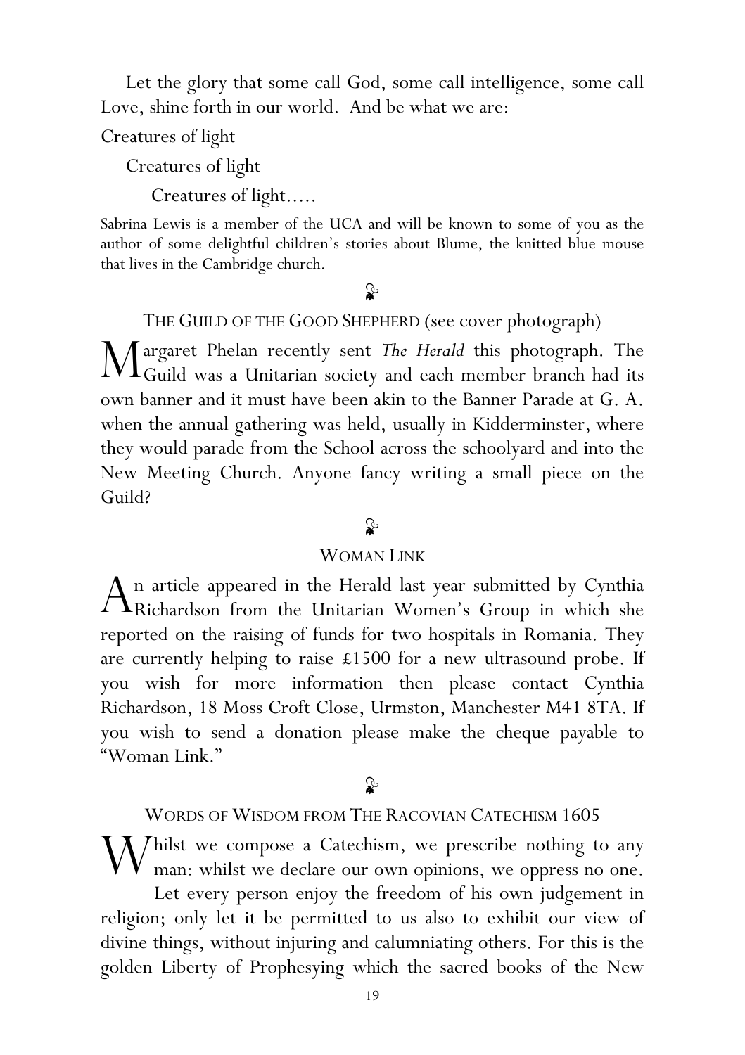Let the glory that some call God, some call intelligence, some call Love, shine forth in our world. And be what we are:

Creatures of light

Creatures of light

Creatures of light.....

Sabrina Lewis is a member of the UCA and will be known to some of you as the author of some delightful children's stories about Blume, the knitted blue mouse that lives in the Cambridge church.

## THE GUILD OF THE GOOD SHEPHERD (see cover photograph)

Margaret Phelan recently sent *The Herald* this photograph. The Guild was a Unitarian society and each member branch had its own banner and it must have been akin to the Banner Parade at G. A. when the annual gathering was held, usually in Kidderminster, where they would parade from the School across the schoolyard and into the New Meeting Church. Anyone fancy writing a small piece on the Guild?

## WOMAN LINK

An article appeared in the Herald last year submitted by Cynthia Richardson from the Unitarian Women's Group in which she reported on the raising of funds for two hospitals in Romania. They are currently helping to raise £1500 for a new ultrasound probe. If you wish for more information then please contact Cynthia Richardson, 18 Moss Croft Close, Urmston, Manchester M41 8TA. If you wish to send a donation please make the cheque payable to "Woman Link."

## WORDS OF WISDOM FROM THE RACOVIAN CATECHISM 1605

Whilst we compose a Catechism, we prescribe nothing to any man: whilst we declare our own opinions, we oppress no one.

Let every person enjoy the freedom of his own judgement in religion; only let it be permitted to us also to exhibit our view of divine things, without injuring and calumniating others. For this is the golden Liberty of Prophesying which the sacred books of the New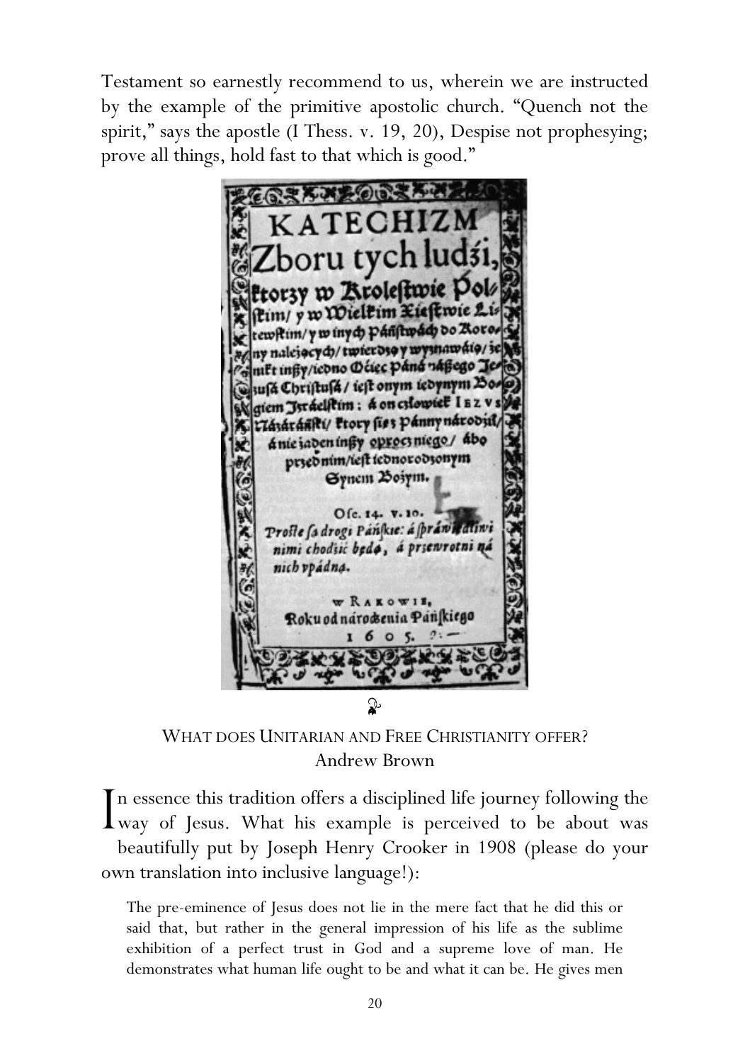Testament so earnestly recommend to us, wherein we are instructed by the example of the primitive apostolic church. "Quench not the spirit," says the apostle (I Thess. v. 19, 20), Despise not prophesying; prove all things, hold fast to that which is good."

## WHAT DOES UNITARIAN AND FREE CHRISTIANITY OFFER?

Andrew Brown

In essence this tradition offers a disciplined life journey following the way of Jesus. What his example is perceived to be about was beautifully put by Joseph Henry Crooker in 1908 (please do your own translation into inclusive language!):

> The pre-eminence of Jesus does not lie in the mere fact that he did this or said that, but rather in the general impression of his life as the sublime exhibition of a perfect trust in God and a supreme love of man. He demonstrates what human life ought to be and what it can be. He gives men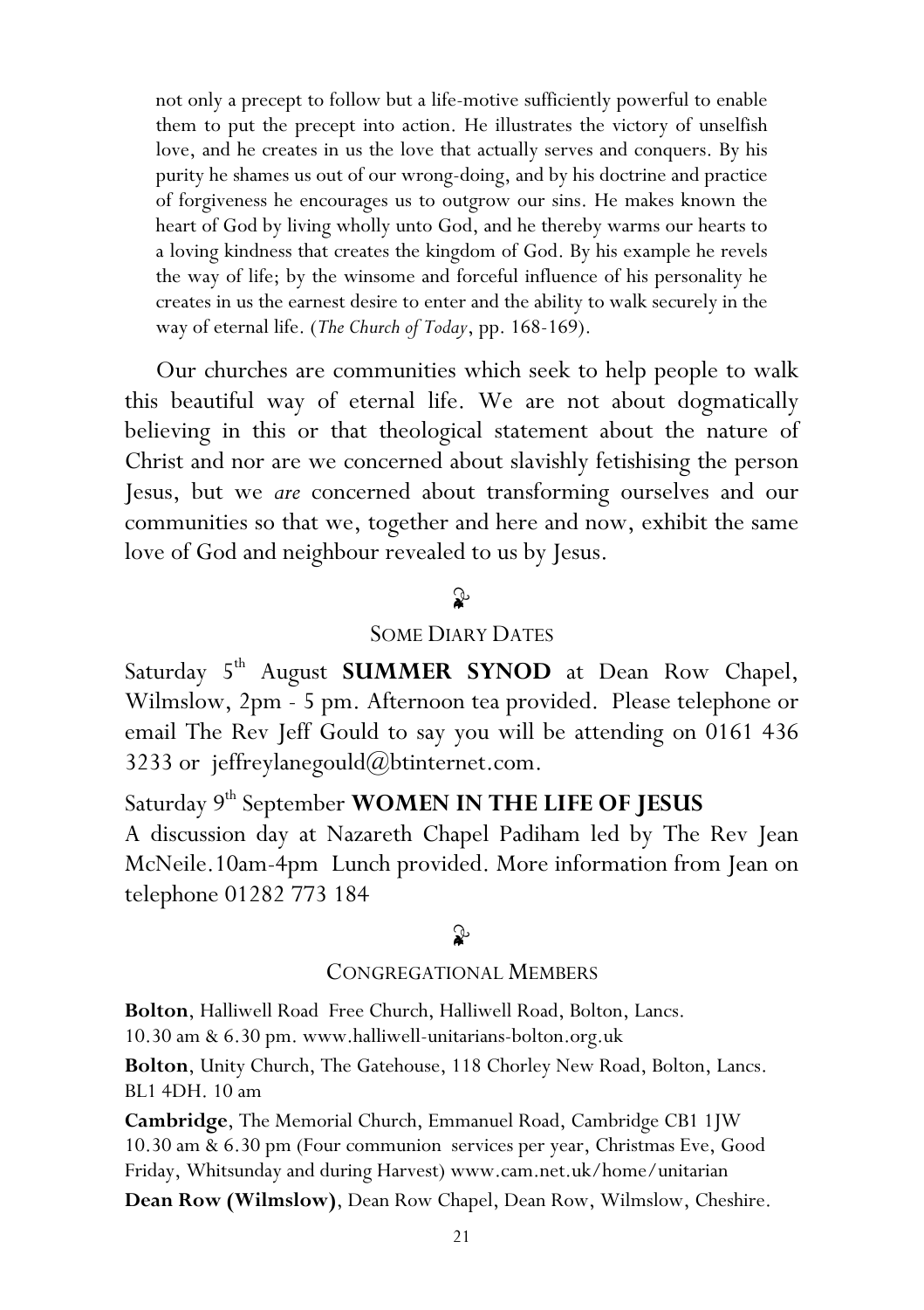> not only a precept to follow but a life-motive sufficiently powerful to enable them to put the precept into action. He illustrates the victory of unselfish love, and he creates in us the love that actually serves and conquers. By his purity he shames us out of our wrong-doing, and by his doctrine and practice of forgiveness he encourages us to outgrow our sins. He makes known the heart of God by living wholly unto God, and he thereby warms our hearts to a loving kindness that creates the kingdom of God. By his example he revels the way of life; by the winsome and forceful influence of his personality he creates in us the earnest desire to enter and the ability to walk securely in the way of eternal life. (*The Church of Today*, pp. 168-169).

Our churches are communities which seek to help people to walk this beautiful way of eternal life. We are not about dogmatically believing in this or that theological statement about the nature of Christ and nor are we concerned about slavishly fetishising the person Jesus, but we *are* concerned about transforming ourselves and our communities so that we, together and here and now, exhibit the same love of God and neighbour revealed to us by Jesus.

## SOME DIARY DATES

Saturday 5th August **SUMMER SYNOD** at Dean Row Chapel, Wilmslow, 2pm - 5 pm. Afternoon tea provided. Please telephone or email The Rev Jeff Gould to say you will be attending on 0161 436 3233 or jeffreylanegould@btinternet.com.

Saturday 9th September **WOMEN IN THE LIFE OF JESUS**
A discussion day at Nazareth Chapel Padiham led by The Rev Jean McNeile.10am-4pm Lunch provided. More information from Jean on telephone 01282 773 184

## CONGREGATIONAL MEMBERS

**Bolton**, Halliwell Road Free Church, Halliwell Road, Bolton, Lancs. 10.30 am & 6.30 pm. www.halliwell-unitarians-bolton.org.uk

**Bolton**, Unity Church, The Gatehouse, 118 Chorley New Road, Bolton, Lancs. BL1 4DH. 10 am

**Cambridge**, The Memorial Church, Emmanuel Road, Cambridge CB1 1JW 10.30 am & 6.30 pm (Four communion services per year, Christmas Eve, Good Friday, Whitsunday and during Harvest) www.cam.net.uk/home/unitarian

**Dean Row (Wilmslow)**, Dean Row Chapel, Dean Row, Wilmslow, Cheshire.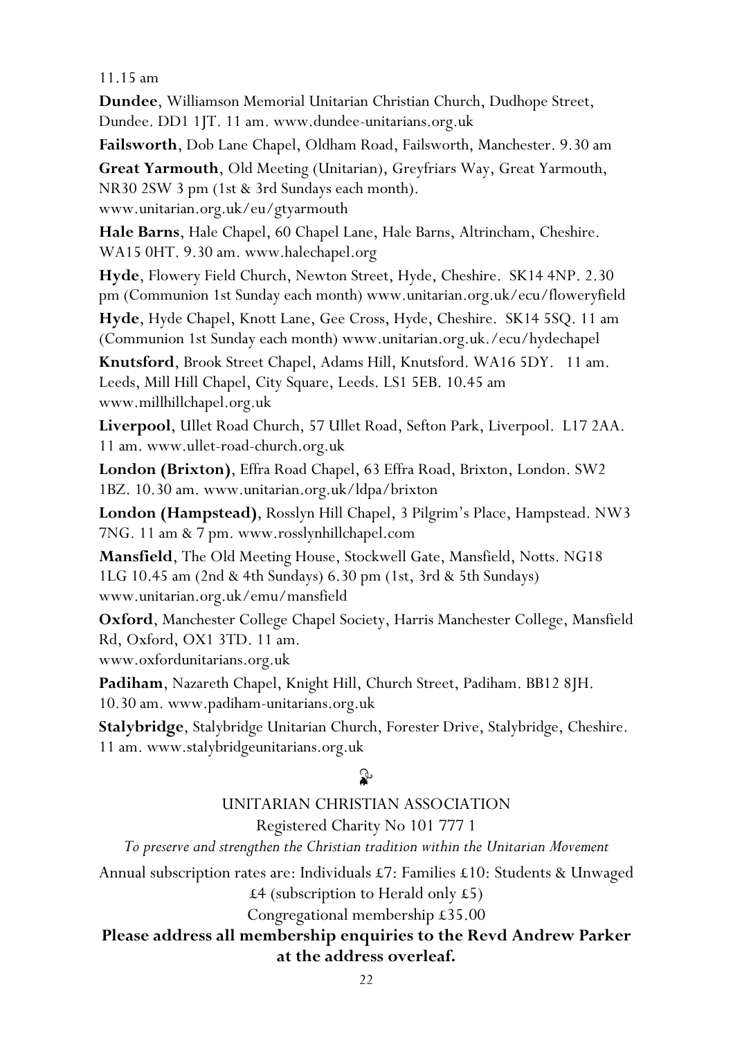11.15 am

**Dundee**, Williamson Memorial Unitarian Christian Church, Dudhope Street, Dundee. DD1 1JT. 11 am. www.dundee-unitarians.org.uk

**Failsworth**, Dob Lane Chapel, Oldham Road, Failsworth, Manchester. 9.30 am

**Great Yarmouth**, Old Meeting (Unitarian), Greyfriars Way, Great Yarmouth, NR30 2SW 3 pm (1st & 3rd Sundays each month). www.unitarian.org.uk/eu/gtyarmouth

**Hale Barns**, Hale Chapel, 60 Chapel Lane, Hale Barns, Altrincham, Cheshire. WA15 0HT. 9.30 am. www.halechapel.org

**Hyde**, Flowery Field Church, Newton Street, Hyde, Cheshire. SK14 4NP. 2.30 pm (Communion 1st Sunday each month) www.unitarian.org.uk/ecu/floweryfield

**Hyde**, Hyde Chapel, Knott Lane, Gee Cross, Hyde, Cheshire. SK14 5SQ. 11 am (Communion 1st Sunday each month) www.unitarian.org.uk./ecu/hydechapel

**Knutsford**, Brook Street Chapel, Adams Hill, Knutsford. WA16 5DY. 11 am. Leeds, Mill Hill Chapel, City Square, Leeds. LS1 5EB. 10.45 am www.millhillchapel.org.uk

**Liverpool**, Ullet Road Church, 57 Ullet Road, Sefton Park, Liverpool. L17 2AA. 11 am. www.ullet-road-church.org.uk

**London (Brixton)**, Effra Road Chapel, 63 Effra Road, Brixton, London. SW2 1BZ. 10.30 am. www.unitarian.org.uk/ldpa/brixton

**London (Hampstead)**, Rosslyn Hill Chapel, 3 Pilgrim's Place, Hampstead. NW3 7NG. 11 am & 7 pm. www.rosslynhillchapel.com

**Mansfield**, The Old Meeting House, Stockwell Gate, Mansfield, Notts. NG18 1LG 10.45 am (2nd & 4th Sundays) 6.30 pm (1st, 3rd & 5th Sundays) www.unitarian.org.uk/emu/mansfield

**Oxford**, Manchester College Chapel Society, Harris Manchester College, Mansfield Rd, Oxford, OX1 3TD. 11 am. www.oxfordunitarians.org.uk

**Padiham**, Nazareth Chapel, Knight Hill, Church Street, Padiham. BB12 8JH. 10.30 am. www.padiham-unitarians.org.uk

**Stalybridge**, Stalybridge Unitarian Church, Forester Drive, Stalybridge, Cheshire. 11 am. www.stalybridgeunitarians.org.uk

UNITARIAN CHRISTIAN ASSOCIATION

Registered Charity No 101 777 1

*To preserve and strengthen the Christian tradition within the Unitarian Movement*

Annual subscription rates are: Individuals £7: Families £10: Students & Unwaged £4 (subscription to Herald only £5)

Congregational membership £35.00

**Please address all membership enquiries to the Revd Andrew Parker at the address overleaf.**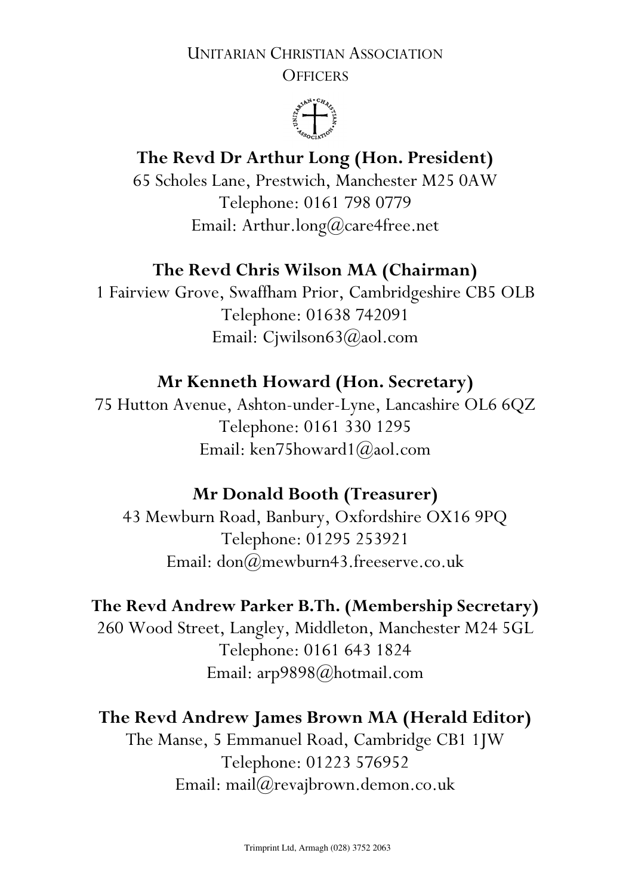# Unitarian Christian Association
## Officers

**The Revd Dr Arthur Long (Hon. President)**
65 Scholes Lane, Prestwich, Manchester M25 0AW
Telephone: 0161 798 0779
Email: Arthur.long@care4free.net

**The Revd Chris Wilson MA (Chairman)**
1 Fairview Grove, Swaffham Prior, Cambridgeshire CB5 OLB
Telephone: 01638 742091
Email: Cjwilson63@aol.com

**Mr Kenneth Howard (Hon. Secretary)**
75 Hutton Avenue, Ashton-under-Lyne, Lancashire OL6 6QZ
Telephone: 0161 330 1295
Email: ken75howard1@aol.com

**Mr Donald Booth (Treasurer)**
43 Mewburn Road, Banbury, Oxfordshire OX16 9PQ
Telephone: 01295 253921
Email: don@mewburn43.freeserve.co.uk

**The Revd Andrew Parker B.Th. (Membership Secretary)**
260 Wood Street, Langley, Middleton, Manchester M24 5GL
Telephone: 0161 643 1824
Email: arp9898@hotmail.com

**The Revd Andrew James Brown MA (Herald Editor)**
The Manse, 5 Emmanuel Road, Cambridge CB1 1JW
Telephone: 01223 576952
Email: mail@revajbrown.demon.co.uk

Trimprint Ltd, Armagh (028) 3752 2063